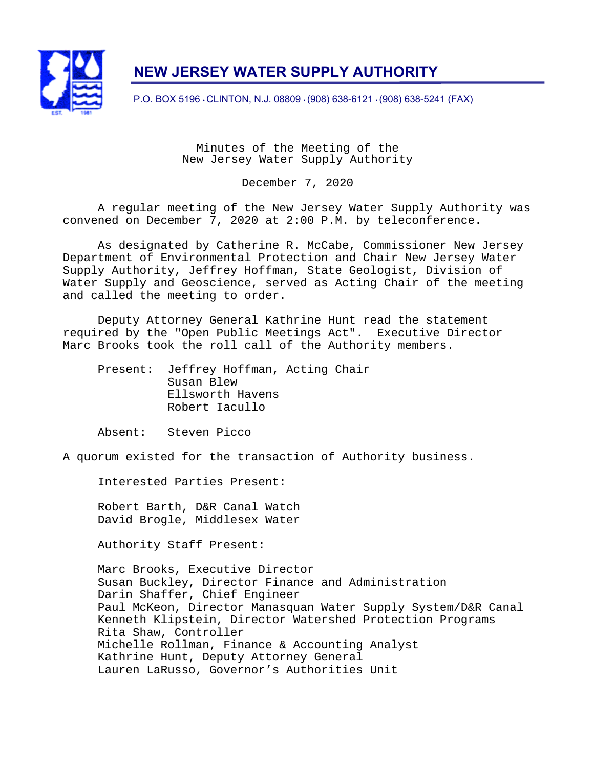# NEW JERSEY WATER SUPPLY AUTHORITY

P.O. BOX 5196 · CLINTON, N.J. 08809 · (908) 638-6121 · (908) 638-5241 (FAX)

Minutes of the Meeting of the
New Jersey Water Supply Authority

December 7, 2020

A regular meeting of the New Jersey Water Supply Authority was convened on December 7, 2020 at 2:00 P.M. by teleconference.

As designated by Catherine R. McCabe, Commissioner New Jersey Department of Environmental Protection and Chair New Jersey Water Supply Authority, Jeffrey Hoffman, State Geologist, Division of Water Supply and Geoscience, served as Acting Chair of the meeting and called the meeting to order.

Deputy Attorney General Kathrine Hunt read the statement required by the "Open Public Meetings Act". Executive Director Marc Brooks took the roll call of the Authority members.

Present: Jeffrey Hoffman, Acting Chair
Susan Blew
Ellsworth Havens
Robert Iacullo

Absent: Steven Picco

A quorum existed for the transaction of Authority business.

Interested Parties Present:

Robert Barth, D&R Canal Watch
David Brogle, Middlesex Water

Authority Staff Present:

Marc Brooks, Executive Director
Susan Buckley, Director Finance and Administration
Darin Shaffer, Chief Engineer
Paul McKeon, Director Manasquan Water Supply System/D&R Canal
Kenneth Klipstein, Director Watershed Protection Programs
Rita Shaw, Controller
Michelle Rollman, Finance & Accounting Analyst
Kathrine Hunt, Deputy Attorney General
Lauren LaRusso, Governor's Authorities Unit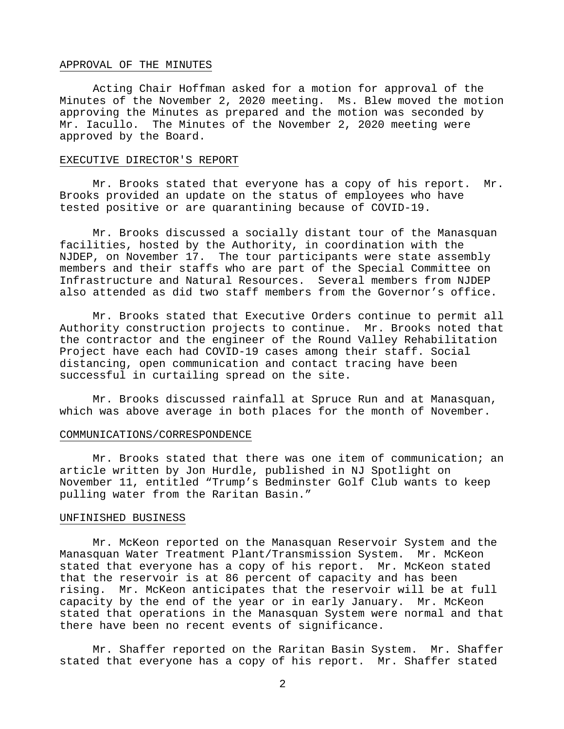## APPROVAL OF THE MINUTES

Acting Chair Hoffman asked for a motion for approval of the Minutes of the November 2, 2020 meeting. Ms. Blew moved the motion approving the Minutes as prepared and the motion was seconded by Mr. Iacullo. The Minutes of the November 2, 2020 meeting were approved by the Board.

## EXECUTIVE DIRECTOR'S REPORT

Mr. Brooks stated that everyone has a copy of his report. Mr. Brooks provided an update on the status of employees who have tested positive or are quarantining because of COVID-19.

Mr. Brooks discussed a socially distant tour of the Manasquan facilities, hosted by the Authority, in coordination with the NJDEP, on November 17. The tour participants were state assembly members and their staffs who are part of the Special Committee on Infrastructure and Natural Resources. Several members from NJDEP also attended as did two staff members from the Governor's office.

Mr. Brooks stated that Executive Orders continue to permit all Authority construction projects to continue. Mr. Brooks noted that the contractor and the engineer of the Round Valley Rehabilitation Project have each had COVID-19 cases among their staff. Social distancing, open communication and contact tracing have been successful in curtailing spread on the site.

Mr. Brooks discussed rainfall at Spruce Run and at Manasquan, which was above average in both places for the month of November.

## COMMUNICATIONS/CORRESPONDENCE

Mr. Brooks stated that there was one item of communication; an article written by Jon Hurdle, published in NJ Spotlight on November 11, entitled "Trump's Bedminster Golf Club wants to keep pulling water from the Raritan Basin."

## UNFINISHED BUSINESS

Mr. McKeon reported on the Manasquan Reservoir System and the Manasquan Water Treatment Plant/Transmission System. Mr. McKeon stated that everyone has a copy of his report. Mr. McKeon stated that the reservoir is at 86 percent of capacity and has been rising. Mr. McKeon anticipates that the reservoir will be at full capacity by the end of the year or in early January. Mr. McKeon stated that operations in the Manasquan System were normal and that there have been no recent events of significance.

Mr. Shaffer reported on the Raritan Basin System. Mr. Shaffer stated that everyone has a copy of his report. Mr. Shaffer stated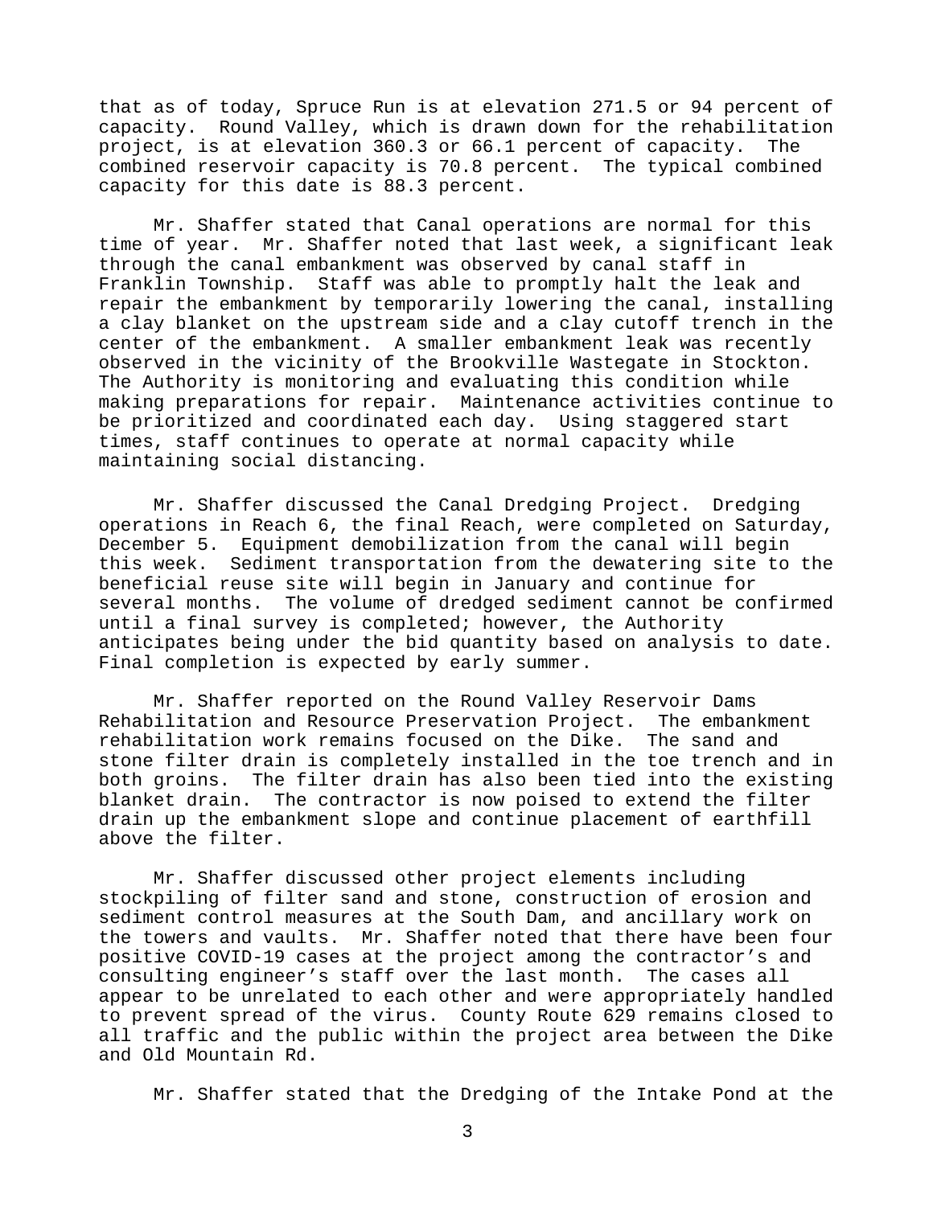that as of today, Spruce Run is at elevation 271.5 or 94 percent of capacity. Round Valley, which is drawn down for the rehabilitation project, is at elevation 360.3 or 66.1 percent of capacity. The combined reservoir capacity is 70.8 percent. The typical combined capacity for this date is 88.3 percent.

Mr. Shaffer stated that Canal operations are normal for this time of year. Mr. Shaffer noted that last week, a significant leak through the canal embankment was observed by canal staff in Franklin Township. Staff was able to promptly halt the leak and repair the embankment by temporarily lowering the canal, installing a clay blanket on the upstream side and a clay cutoff trench in the center of the embankment. A smaller embankment leak was recently observed in the vicinity of the Brookville Wastegate in Stockton. The Authority is monitoring and evaluating this condition while making preparations for repair. Maintenance activities continue to be prioritized and coordinated each day. Using staggered start times, staff continues to operate at normal capacity while maintaining social distancing.

Mr. Shaffer discussed the Canal Dredging Project. Dredging operations in Reach 6, the final Reach, were completed on Saturday, December 5. Equipment demobilization from the canal will begin this week. Sediment transportation from the dewatering site to the beneficial reuse site will begin in January and continue for several months. The volume of dredged sediment cannot be confirmed until a final survey is completed; however, the Authority anticipates being under the bid quantity based on analysis to date. Final completion is expected by early summer.

Mr. Shaffer reported on the Round Valley Reservoir Dams Rehabilitation and Resource Preservation Project. The embankment rehabilitation work remains focused on the Dike. The sand and stone filter drain is completely installed in the toe trench and in both groins. The filter drain has also been tied into the existing blanket drain. The contractor is now poised to extend the filter drain up the embankment slope and continue placement of earthfill above the filter.

Mr. Shaffer discussed other project elements including stockpiling of filter sand and stone, construction of erosion and sediment control measures at the South Dam, and ancillary work on the towers and vaults. Mr. Shaffer noted that there have been four positive COVID-19 cases at the project among the contractor's and consulting engineer's staff over the last month. The cases all appear to be unrelated to each other and were appropriately handled to prevent spread of the virus. County Route 629 remains closed to all traffic and the public within the project area between the Dike and Old Mountain Rd.

Mr. Shaffer stated that the Dredging of the Intake Pond at the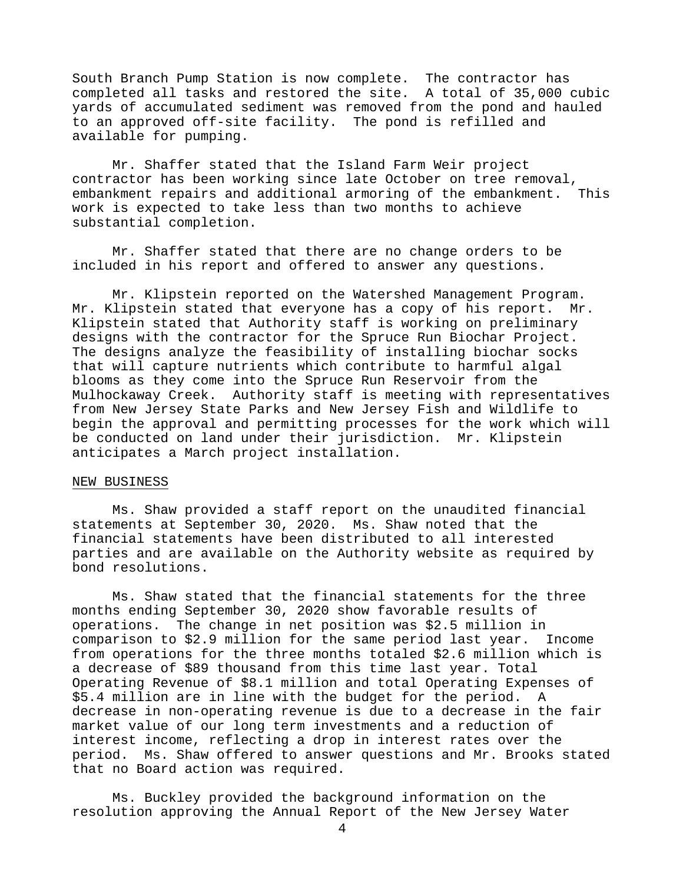South Branch Pump Station is now complete. The contractor has completed all tasks and restored the site. A total of 35,000 cubic yards of accumulated sediment was removed from the pond and hauled to an approved off-site facility. The pond is refilled and available for pumping.

Mr. Shaffer stated that the Island Farm Weir project contractor has been working since late October on tree removal, embankment repairs and additional armoring of the embankment. This work is expected to take less than two months to achieve substantial completion.

Mr. Shaffer stated that there are no change orders to be included in his report and offered to answer any questions.

Mr. Klipstein reported on the Watershed Management Program. Mr. Klipstein stated that everyone has a copy of his report. Mr. Klipstein stated that Authority staff is working on preliminary designs with the contractor for the Spruce Run Biochar Project. The designs analyze the feasibility of installing biochar socks that will capture nutrients which contribute to harmful algal blooms as they come into the Spruce Run Reservoir from the Mulhockaway Creek. Authority staff is meeting with representatives from New Jersey State Parks and New Jersey Fish and Wildlife to begin the approval and permitting processes for the work which will be conducted on land under their jurisdiction. Mr. Klipstein anticipates a March project installation.

NEW BUSINESS

Ms. Shaw provided a staff report on the unaudited financial statements at September 30, 2020. Ms. Shaw noted that the financial statements have been distributed to all interested parties and are available on the Authority website as required by bond resolutions.

Ms. Shaw stated that the financial statements for the three months ending September 30, 2020 show favorable results of operations. The change in net position was $2.5 million in comparison to $2.9 million for the same period last year. Income from operations for the three months totaled $2.6 million which is a decrease of $89 thousand from this time last year. Total Operating Revenue of $8.1 million and total Operating Expenses of $5.4 million are in line with the budget for the period. A decrease in non-operating revenue is due to a decrease in the fair market value of our long term investments and a reduction of interest income, reflecting a drop in interest rates over the period. Ms. Shaw offered to answer questions and Mr. Brooks stated that no Board action was required.

Ms. Buckley provided the background information on the resolution approving the Annual Report of the New Jersey Water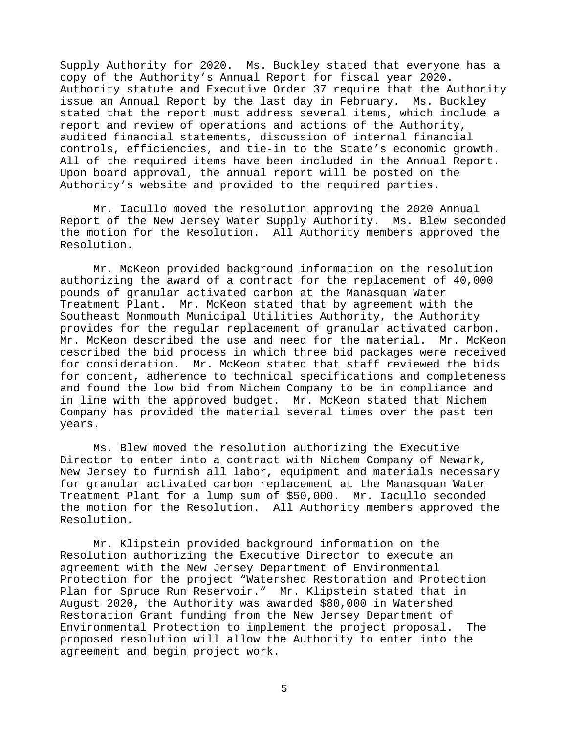Supply Authority for 2020. Ms. Buckley stated that everyone has a copy of the Authority's Annual Report for fiscal year 2020. Authority statute and Executive Order 37 require that the Authority issue an Annual Report by the last day in February. Ms. Buckley stated that the report must address several items, which include a report and review of operations and actions of the Authority, audited financial statements, discussion of internal financial controls, efficiencies, and tie-in to the State's economic growth. All of the required items have been included in the Annual Report. Upon board approval, the annual report will be posted on the Authority's website and provided to the required parties.

Mr. Iacullo moved the resolution approving the 2020 Annual Report of the New Jersey Water Supply Authority. Ms. Blew seconded the motion for the Resolution. All Authority members approved the Resolution.

Mr. McKeon provided background information on the resolution authorizing the award of a contract for the replacement of 40,000 pounds of granular activated carbon at the Manasquan Water Treatment Plant. Mr. McKeon stated that by agreement with the Southeast Monmouth Municipal Utilities Authority, the Authority provides for the regular replacement of granular activated carbon. Mr. McKeon described the use and need for the material. Mr. McKeon described the bid process in which three bid packages were received for consideration. Mr. McKeon stated that staff reviewed the bids for content, adherence to technical specifications and completeness and found the low bid from Nichem Company to be in compliance and in line with the approved budget. Mr. McKeon stated that Nichem Company has provided the material several times over the past ten years.

Ms. Blew moved the resolution authorizing the Executive Director to enter into a contract with Nichem Company of Newark, New Jersey to furnish all labor, equipment and materials necessary for granular activated carbon replacement at the Manasquan Water Treatment Plant for a lump sum of $50,000. Mr. Iacullo seconded the motion for the Resolution. All Authority members approved the Resolution.

Mr. Klipstein provided background information on the Resolution authorizing the Executive Director to execute an agreement with the New Jersey Department of Environmental Protection for the project "Watershed Restoration and Protection Plan for Spruce Run Reservoir." Mr. Klipstein stated that in August 2020, the Authority was awarded $80,000 in Watershed Restoration Grant funding from the New Jersey Department of Environmental Protection to implement the project proposal. The proposed resolution will allow the Authority to enter into the agreement and begin project work.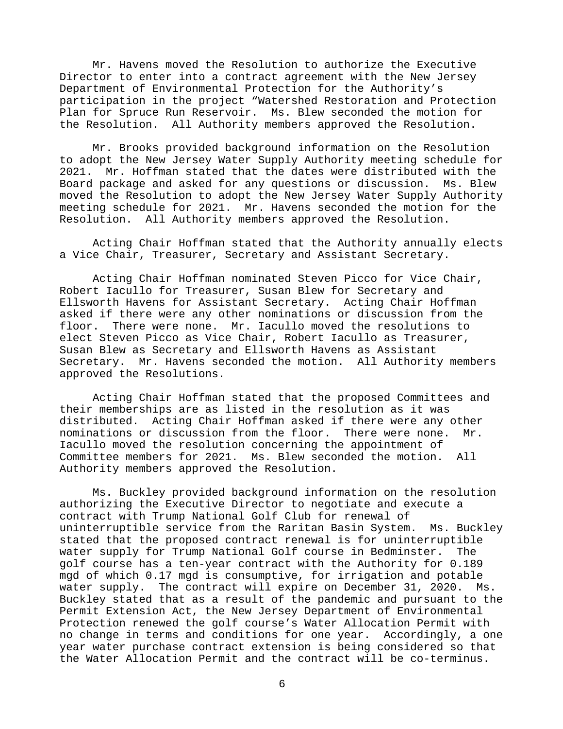Mr. Havens moved the Resolution to authorize the Executive Director to enter into a contract agreement with the New Jersey Department of Environmental Protection for the Authority's participation in the project "Watershed Restoration and Protection Plan for Spruce Run Reservoir. Ms. Blew seconded the motion for the Resolution. All Authority members approved the Resolution.

Mr. Brooks provided background information on the Resolution to adopt the New Jersey Water Supply Authority meeting schedule for 2021. Mr. Hoffman stated that the dates were distributed with the Board package and asked for any questions or discussion. Ms. Blew moved the Resolution to adopt the New Jersey Water Supply Authority meeting schedule for 2021. Mr. Havens seconded the motion for the Resolution. All Authority members approved the Resolution.

Acting Chair Hoffman stated that the Authority annually elects a Vice Chair, Treasurer, Secretary and Assistant Secretary.

Acting Chair Hoffman nominated Steven Picco for Vice Chair, Robert Iacullo for Treasurer, Susan Blew for Secretary and Ellsworth Havens for Assistant Secretary. Acting Chair Hoffman asked if there were any other nominations or discussion from the floor. There were none. Mr. Iacullo moved the resolutions to elect Steven Picco as Vice Chair, Robert Iacullo as Treasurer, Susan Blew as Secretary and Ellsworth Havens as Assistant Secretary. Mr. Havens seconded the motion. All Authority members approved the Resolutions.

Acting Chair Hoffman stated that the proposed Committees and their memberships are as listed in the resolution as it was distributed. Acting Chair Hoffman asked if there were any other nominations or discussion from the floor. There were none. Mr. Iacullo moved the resolution concerning the appointment of Committee members for 2021. Ms. Blew seconded the motion. All Authority members approved the Resolution.

Ms. Buckley provided background information on the resolution authorizing the Executive Director to negotiate and execute a contract with Trump National Golf Club for renewal of uninterruptible service from the Raritan Basin System. Ms. Buckley stated that the proposed contract renewal is for uninterruptible water supply for Trump National Golf course in Bedminster. The golf course has a ten-year contract with the Authority for 0.189 mgd of which 0.17 mgd is consumptive, for irrigation and potable water supply. The contract will expire on December 31, 2020. Ms. Buckley stated that as a result of the pandemic and pursuant to the Permit Extension Act, the New Jersey Department of Environmental Protection renewed the golf course's Water Allocation Permit with no change in terms and conditions for one year. Accordingly, a one year water purchase contract extension is being considered so that the Water Allocation Permit and the contract will be co-terminus.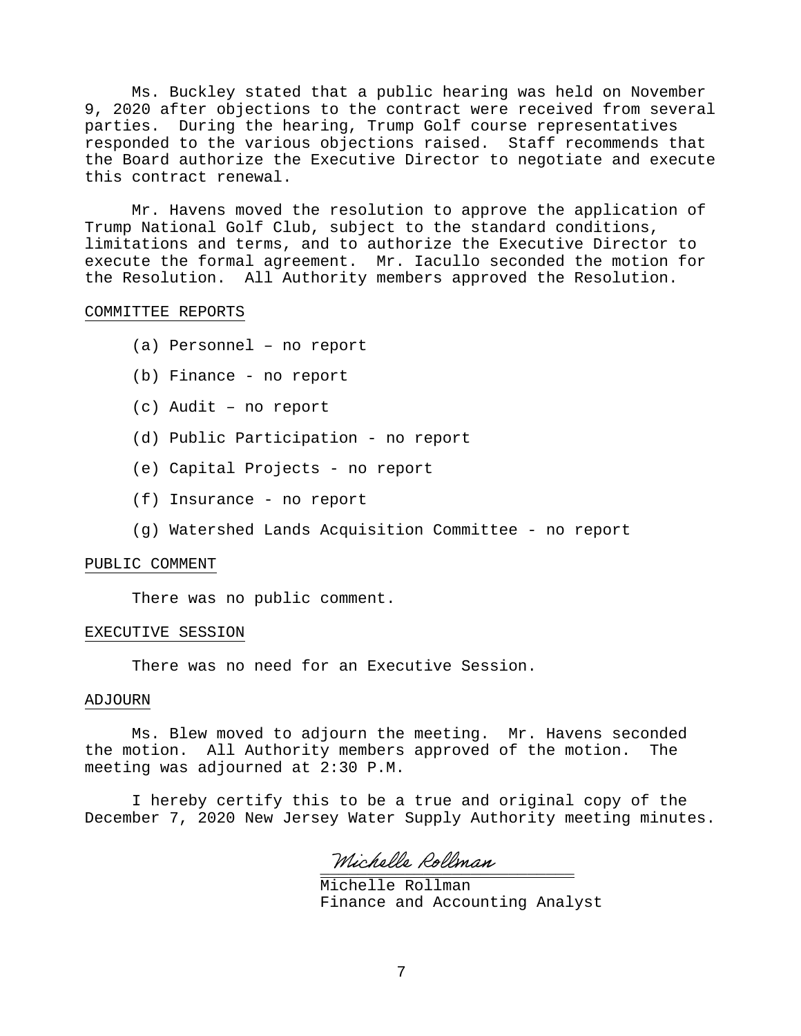Ms. Buckley stated that a public hearing was held on November 9, 2020 after objections to the contract were received from several parties. During the hearing, Trump Golf course representatives responded to the various objections raised. Staff recommends that the Board authorize the Executive Director to negotiate and execute this contract renewal.

Mr. Havens moved the resolution to approve the application of Trump National Golf Club, subject to the standard conditions, limitations and terms, and to authorize the Executive Director to execute the formal agreement. Mr. Iacullo seconded the motion for the Resolution. All Authority members approved the Resolution.

## COMMITTEE REPORTS

(a) Personnel – no report

(b) Finance - no report

(c) Audit – no report

(d) Public Participation - no report

(e) Capital Projects - no report

(f) Insurance - no report

(g) Watershed Lands Acquisition Committee - no report

## PUBLIC COMMENT

There was no public comment.

## EXECUTIVE SESSION

There was no need for an Executive Session.

## ADJOURN

Ms. Blew moved to adjourn the meeting. Mr. Havens seconded the motion. All Authority members approved of the motion. The meeting was adjourned at 2:30 P.M.

I hereby certify this to be a true and original copy of the December 7, 2020 New Jersey Water Supply Authority meeting minutes.

*Michelle Rollman*

Michelle Rollman
Finance and Accounting Analyst